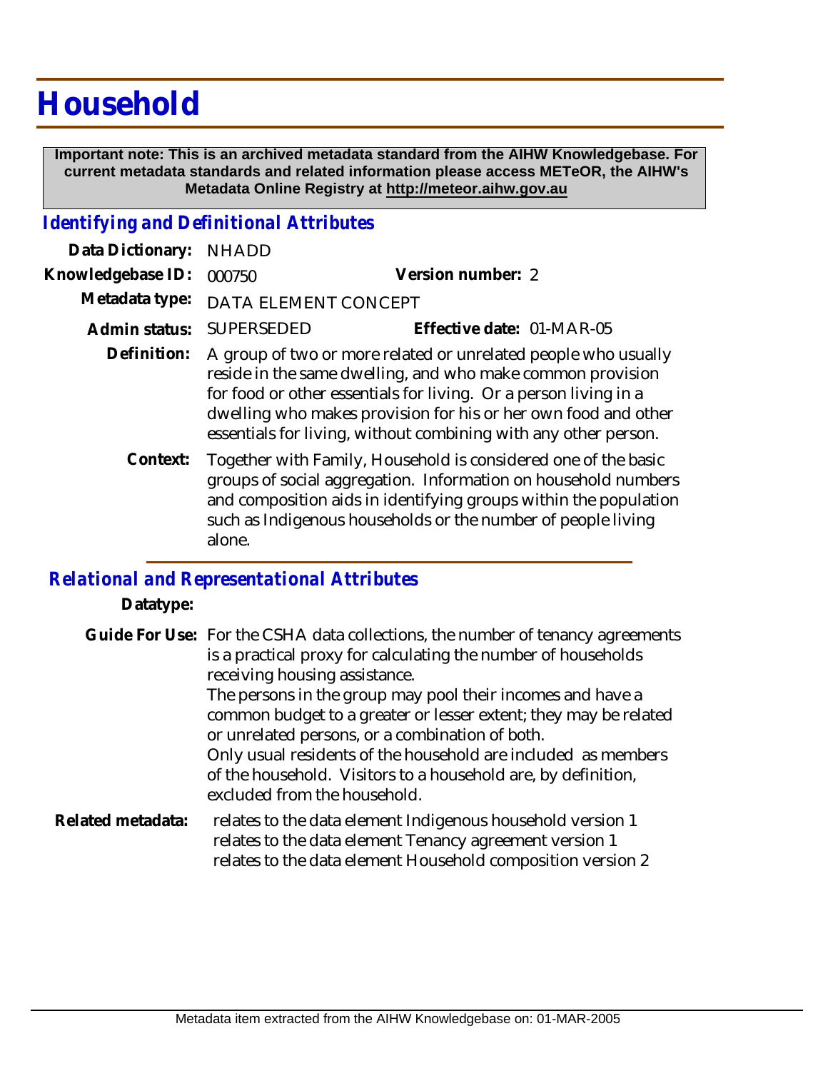# Household

**Important note: This is an archived metadata standard from the AIHW Knowledgebase. For current metadata standards and related information please access METeOR, the AIHW's Metadata Online Registry at http://meteor.aihw.gov.au**

## *Identifying and Definitional Attributes*

**Data Dictionary:** NHADD

**Knowledgebase ID:** 000750 **Version number:** 2

**Metadata type:** DATA ELEMENT CONCEPT

**Admin status:** SUPERSEDED **Effective date:** 01-MAR-05

**Definition:** A group of two or more related or unrelated people who usually reside in the same dwelling, and who make common provision for food or other essentials for living. Or a person living in a dwelling who makes provision for his or her own food and other essentials for living, without combining with any other person.

**Context:** Together with Family, Household is considered one of the basic groups of social aggregation. Information on household numbers and composition aids in identifying groups within the population such as Indigenous households or the number of people living alone.

## *Relational and Representational Attributes*

**Datatype:**

**Guide For Use:** For the CSHA data collections, the number of tenancy agreements is a practical proxy for calculating the number of households receiving housing assistance.
The persons in the group may pool their incomes and have a common budget to a greater or lesser extent; they may be related or unrelated persons, or a combination of both.
Only usual residents of the household are included as members of the household. Visitors to a household are, by definition, excluded from the household.

**Related metadata:** relates to the data element Indigenous household version 1
relates to the data element Tenancy agreement version 1
relates to the data element Household composition version 2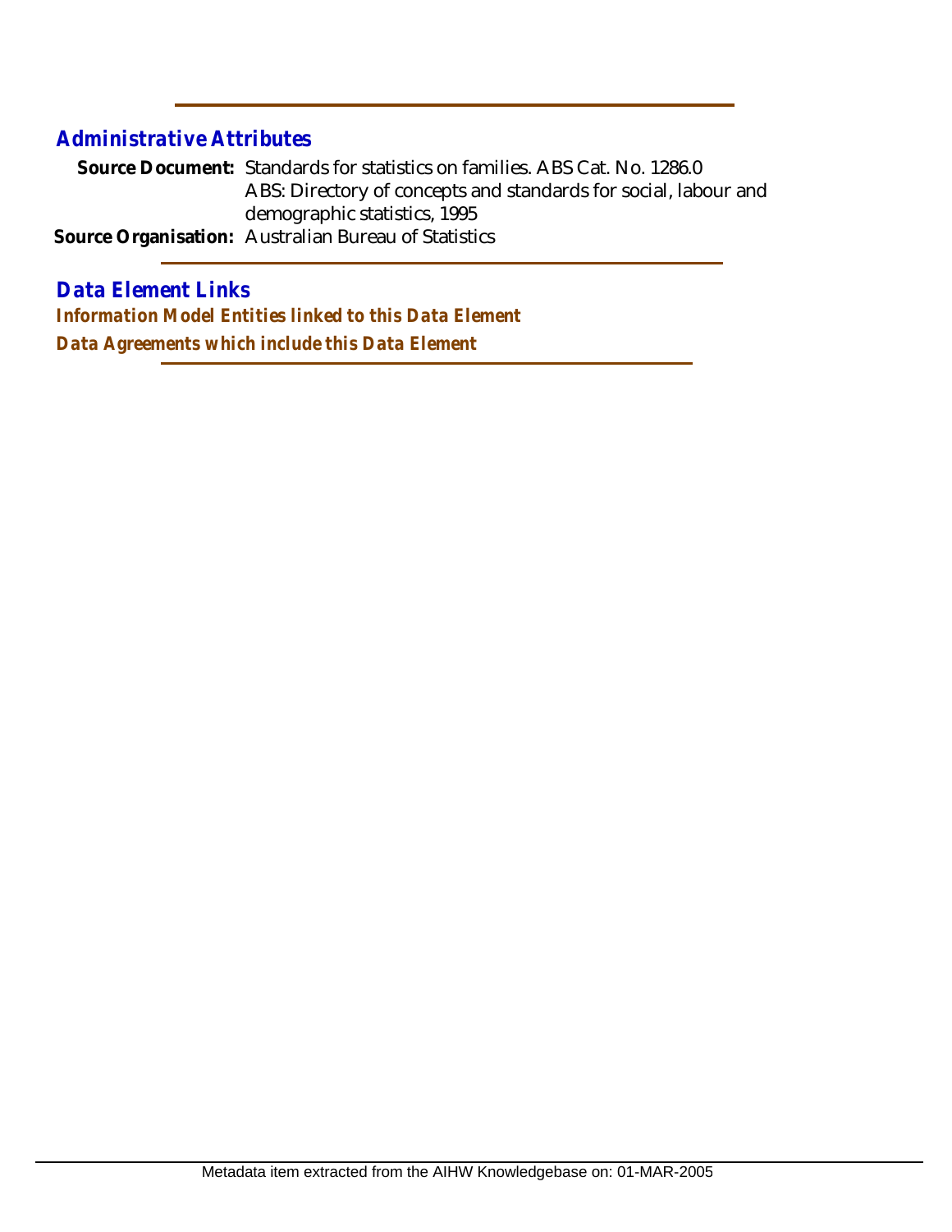## Administrative Attributes

**Source Document:** Standards for statistics on families. ABS Cat. No. 1286.0
ABS: Directory of concepts and standards for social, labour and demographic statistics, 1995

**Source Organisation:** Australian Bureau of Statistics

## Data Element Links

***Information Model Entities linked to this Data Element***

***Data Agreements which include this Data Element***

Metadata item extracted from the AIHW Knowledgebase on: 01-MAR-2005